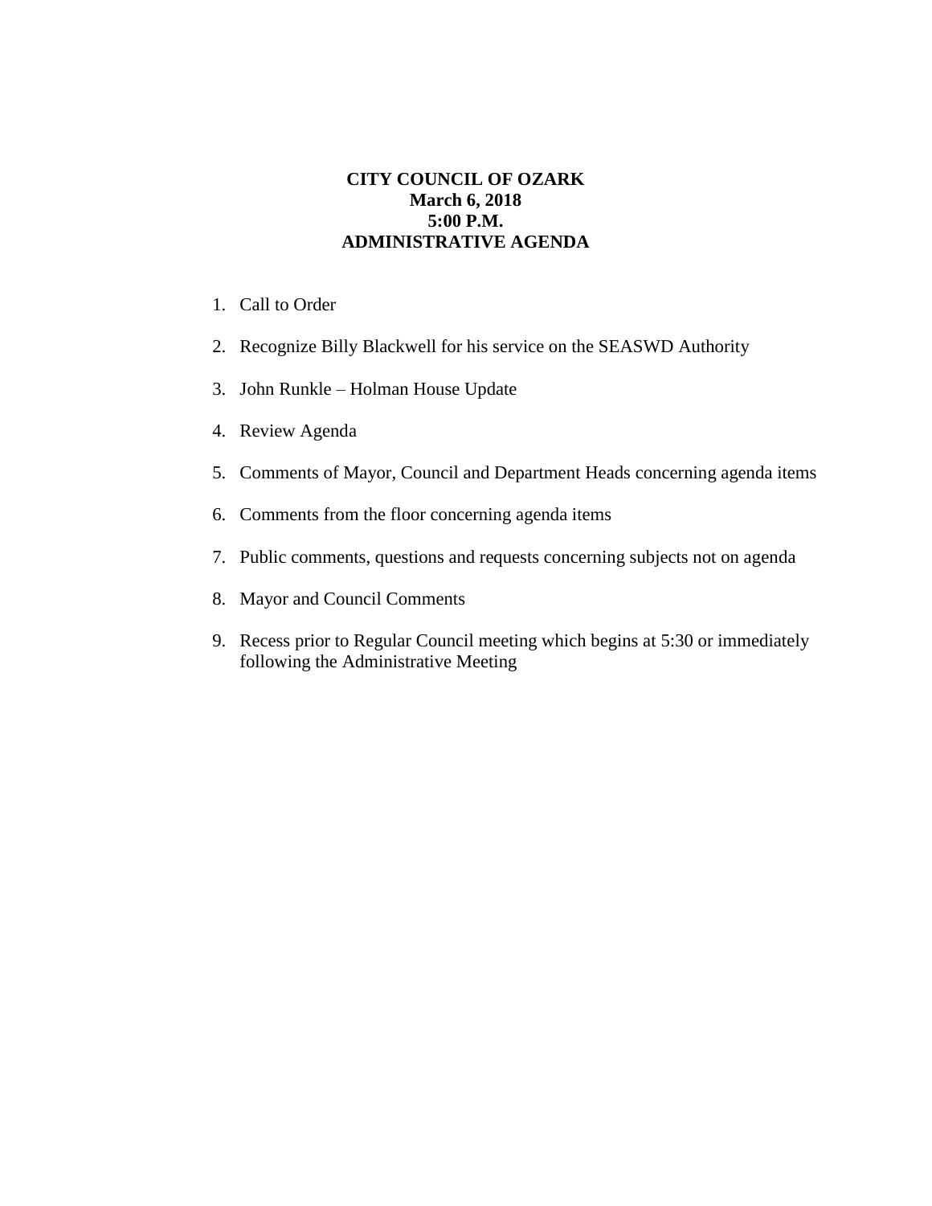# CITY COUNCIL OF OZARK
## March 6, 2018
## 5:00 P.M.
## ADMINISTRATIVE AGENDA

1. Call to Order
2. Recognize Billy Blackwell for his service on the SEASWD Authority
3. John Runkle – Holman House Update
4. Review Agenda
5. Comments of Mayor, Council and Department Heads concerning agenda items
6. Comments from the floor concerning agenda items
7. Public comments, questions and requests concerning subjects not on agenda
8. Mayor and Council Comments
9. Recess prior to Regular Council meeting which begins at 5:30 or immediately following the Administrative Meeting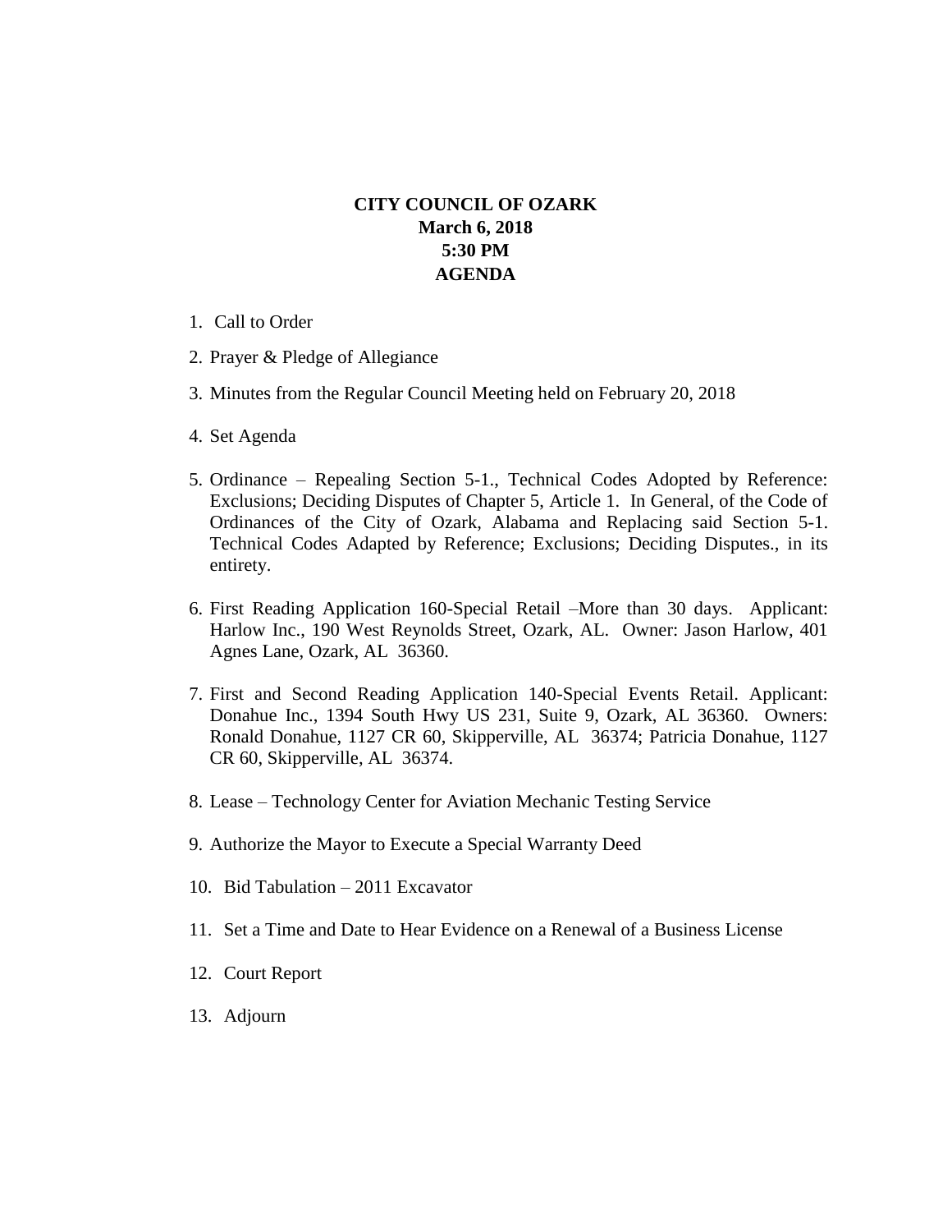**CITY COUNCIL OF OZARK**
**March 6, 2018**
**5:30 PM**
**AGENDA**

1. Call to Order
2. Prayer & Pledge of Allegiance
3. Minutes from the Regular Council Meeting held on February 20, 2018
4. Set Agenda
5. Ordinance – Repealing Section 5-1., Technical Codes Adopted by Reference: Exclusions; Deciding Disputes of Chapter 5, Article 1. In General, of the Code of Ordinances of the City of Ozark, Alabama and Replacing said Section 5-1. Technical Codes Adapted by Reference; Exclusions; Deciding Disputes., in its entirety.
6. First Reading Application 160-Special Retail –More than 30 days. Applicant: Harlow Inc., 190 West Reynolds Street, Ozark, AL. Owner: Jason Harlow, 401 Agnes Lane, Ozark, AL 36360.
7. First and Second Reading Application 140-Special Events Retail. Applicant: Donahue Inc., 1394 South Hwy US 231, Suite 9, Ozark, AL 36360. Owners: Ronald Donahue, 1127 CR 60, Skipperville, AL 36374; Patricia Donahue, 1127 CR 60, Skipperville, AL 36374.
8. Lease – Technology Center for Aviation Mechanic Testing Service
9. Authorize the Mayor to Execute a Special Warranty Deed
10. Bid Tabulation – 2011 Excavator
11. Set a Time and Date to Hear Evidence on a Renewal of a Business License
12. Court Report
13. Adjourn